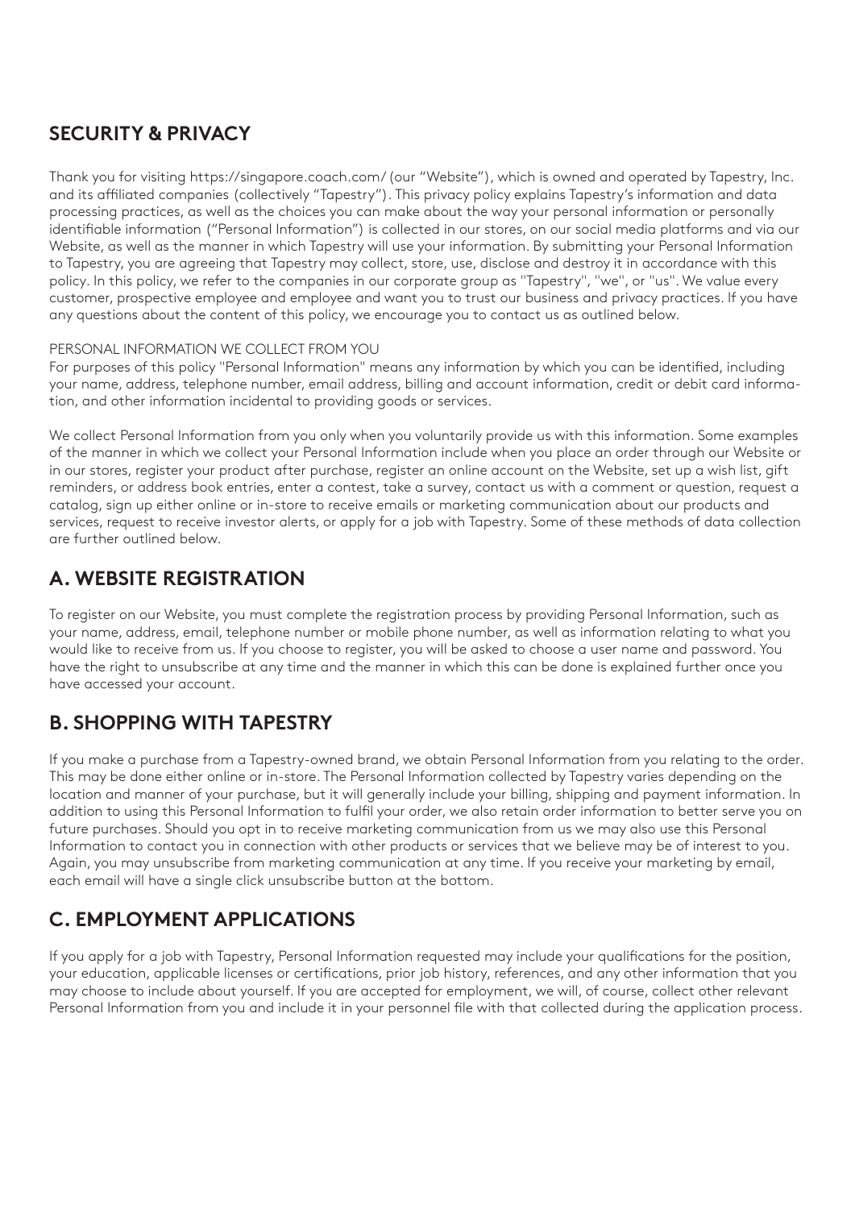## SECURITY & PRIVACY

Thank you for visiting https://singapore.coach.com/ (our "Website"), which is owned and operated by Tapestry, Inc. and its affiliated companies (collectively "Tapestry"). This privacy policy explains Tapestry's information and data processing practices, as well as the choices you can make about the way your personal information or personally identifiable information ("Personal Information") is collected in our stores, on our social media platforms and via our Website, as well as the manner in which Tapestry will use your information. By submitting your Personal Information to Tapestry, you are agreeing that Tapestry may collect, store, use, disclose and destroy it in accordance with this policy. In this policy, we refer to the companies in our corporate group as "Tapestry", "we", or "us". We value every customer, prospective employee and employee and want you to trust our business and privacy practices. If you have any questions about the content of this policy, we encourage you to contact us as outlined below.

PERSONAL INFORMATION WE COLLECT FROM YOU

For purposes of this policy "Personal Information" means any information by which you can be identified, including your name, address, telephone number, email address, billing and account information, credit or debit card information, and other information incidental to providing goods or services.

We collect Personal Information from you only when you voluntarily provide us with this information. Some examples of the manner in which we collect your Personal Information include when you place an order through our Website or in our stores, register your product after purchase, register an online account on the Website, set up a wish list, gift reminders, or address book entries, enter a contest, take a survey, contact us with a comment or question, request a catalog, sign up either online or in-store to receive emails or marketing communication about our products and services, request to receive investor alerts, or apply for a job with Tapestry. Some of these methods of data collection are further outlined below.

## A. WEBSITE REGISTRATION

To register on our Website, you must complete the registration process by providing Personal Information, such as your name, address, email, telephone number or mobile phone number, as well as information relating to what you would like to receive from us. If you choose to register, you will be asked to choose a user name and password. You have the right to unsubscribe at any time and the manner in which this can be done is explained further once you have accessed your account.

## B. SHOPPING WITH TAPESTRY

If you make a purchase from a Tapestry-owned brand, we obtain Personal Information from you relating to the order. This may be done either online or in-store. The Personal Information collected by Tapestry varies depending on the location and manner of your purchase, but it will generally include your billing, shipping and payment information. In addition to using this Personal Information to fulfil your order, we also retain order information to better serve you on future purchases. Should you opt in to receive marketing communication from us we may also use this Personal Information to contact you in connection with other products or services that we believe may be of interest to you. Again, you may unsubscribe from marketing communication at any time. If you receive your marketing by email, each email will have a single click unsubscribe button at the bottom.

## C. EMPLOYMENT APPLICATIONS

If you apply for a job with Tapestry, Personal Information requested may include your qualifications for the position, your education, applicable licenses or certifications, prior job history, references, and any other information that you may choose to include about yourself. If you are accepted for employment, we will, of course, collect other relevant Personal Information from you and include it in your personnel file with that collected during the application process.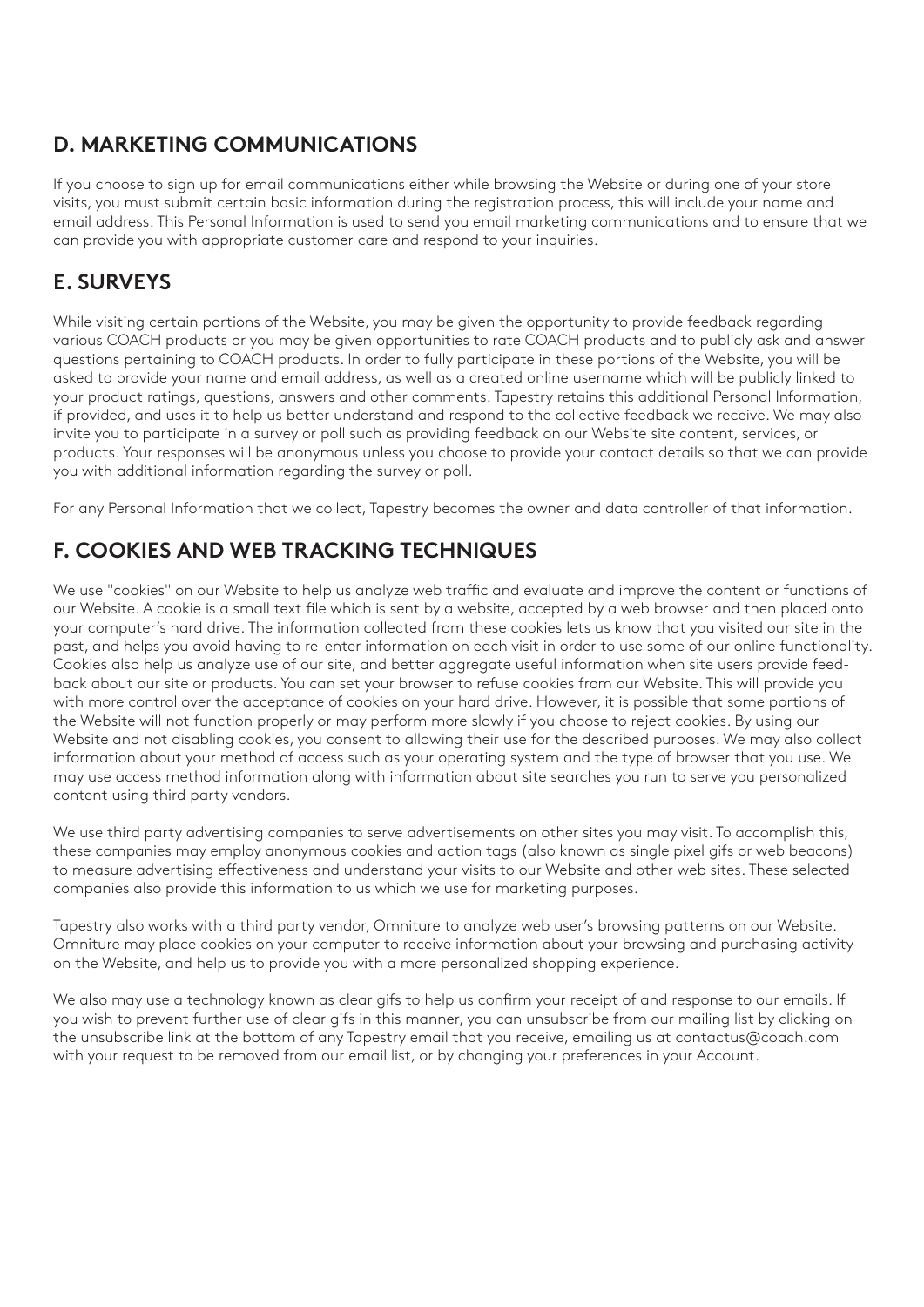## D. MARKETING COMMUNICATIONS

If you choose to sign up for email communications either while browsing the Website or during one of your store visits, you must submit certain basic information during the registration process, this will include your name and email address. This Personal Information is used to send you email marketing communications and to ensure that we can provide you with appropriate customer care and respond to your inquiries.

## E. SURVEYS

While visiting certain portions of the Website, you may be given the opportunity to provide feedback regarding various COACH products or you may be given opportunities to rate COACH products and to publicly ask and answer questions pertaining to COACH products. In order to fully participate in these portions of the Website, you will be asked to provide your name and email address, as well as a created online username which will be publicly linked to your product ratings, questions, answers and other comments. Tapestry retains this additional Personal Information, if provided, and uses it to help us better understand and respond to the collective feedback we receive. We may also invite you to participate in a survey or poll such as providing feedback on our Website site content, services, or products. Your responses will be anonymous unless you choose to provide your contact details so that we can provide you with additional information regarding the survey or poll.

For any Personal Information that we collect, Tapestry becomes the owner and data controller of that information.

## F. COOKIES AND WEB TRACKING TECHNIQUES

We use "cookies" on our Website to help us analyze web traffic and evaluate and improve the content or functions of our Website. A cookie is a small text file which is sent by a website, accepted by a web browser and then placed onto your computer's hard drive. The information collected from these cookies lets us know that you visited our site in the past, and helps you avoid having to re-enter information on each visit in order to use some of our online functionality. Cookies also help us analyze use of our site, and better aggregate useful information when site users provide feedback about our site or products. You can set your browser to refuse cookies from our Website. This will provide you with more control over the acceptance of cookies on your hard drive. However, it is possible that some portions of the Website will not function properly or may perform more slowly if you choose to reject cookies. By using our Website and not disabling cookies, you consent to allowing their use for the described purposes. We may also collect information about your method of access such as your operating system and the type of browser that you use. We may use access method information along with information about site searches you run to serve you personalized content using third party vendors.

We use third party advertising companies to serve advertisements on other sites you may visit. To accomplish this, these companies may employ anonymous cookies and action tags (also known as single pixel gifs or web beacons) to measure advertising effectiveness and understand your visits to our Website and other web sites. These selected companies also provide this information to us which we use for marketing purposes.

Tapestry also works with a third party vendor, Omniture to analyze web user's browsing patterns on our Website. Omniture may place cookies on your computer to receive information about your browsing and purchasing activity on the Website, and help us to provide you with a more personalized shopping experience.

We also may use a technology known as clear gifs to help us confirm your receipt of and response to our emails. If you wish to prevent further use of clear gifs in this manner, you can unsubscribe from our mailing list by clicking on the unsubscribe link at the bottom of any Tapestry email that you receive, emailing us at contactus@coach.com with your request to be removed from our email list, or by changing your preferences in your Account.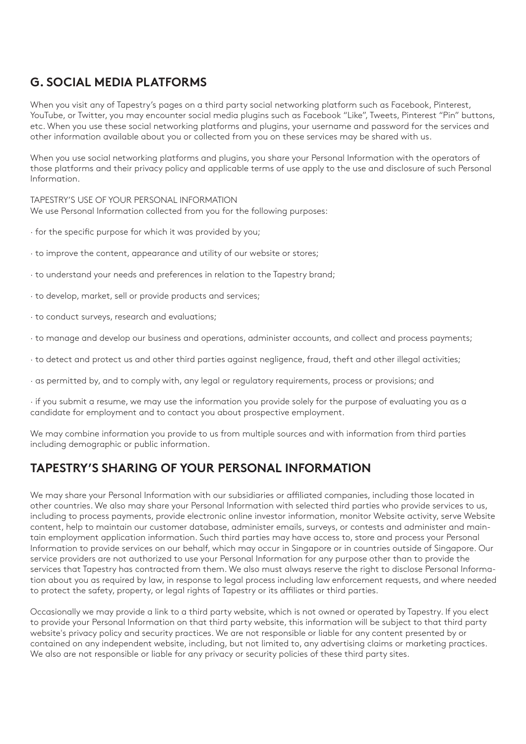## G. SOCIAL MEDIA PLATFORMS

When you visit any of Tapestry's pages on a third party social networking platform such as Facebook, Pinterest, YouTube, or Twitter, you may encounter social media plugins such as Facebook "Like", Tweets, Pinterest "Pin" buttons, etc. When you use these social networking platforms and plugins, your username and password for the services and other information available about you or collected from you on these services may be shared with us.

When you use social networking platforms and plugins, you share your Personal Information with the operators of those platforms and their privacy policy and applicable terms of use apply to the use and disclosure of such Personal Information.

TAPESTRY'S USE OF YOUR PERSONAL INFORMATION
We use Personal Information collected from you for the following purposes:

· for the specific purpose for which it was provided by you;

· to improve the content, appearance and utility of our website or stores;

· to understand your needs and preferences in relation to the Tapestry brand;

· to develop, market, sell or provide products and services;

· to conduct surveys, research and evaluations;

· to manage and develop our business and operations, administer accounts, and collect and process payments;

· to detect and protect us and other third parties against negligence, fraud, theft and other illegal activities;

· as permitted by, and to comply with, any legal or regulatory requirements, process or provisions; and

· if you submit a resume, we may use the information you provide solely for the purpose of evaluating you as a candidate for employment and to contact you about prospective employment.

We may combine information you provide to us from multiple sources and with information from third parties including demographic or public information.

## TAPESTRY'S SHARING OF YOUR PERSONAL INFORMATION

We may share your Personal Information with our subsidiaries or affiliated companies, including those located in other countries. We also may share your Personal Information with selected third parties who provide services to us, including to process payments, provide electronic online investor information, monitor Website activity, serve Website content, help to maintain our customer database, administer emails, surveys, or contests and administer and maintain employment application information. Such third parties may have access to, store and process your Personal Information to provide services on our behalf, which may occur in Singapore or in countries outside of Singapore. Our service providers are not authorized to use your Personal Information for any purpose other than to provide the services that Tapestry has contracted from them. We also must always reserve the right to disclose Personal Information about you as required by law, in response to legal process including law enforcement requests, and where needed to protect the safety, property, or legal rights of Tapestry or its affiliates or third parties.

Occasionally we may provide a link to a third party website, which is not owned or operated by Tapestry. If you elect to provide your Personal Information on that third party website, this information will be subject to that third party website's privacy policy and security practices. We are not responsible or liable for any content presented by or contained on any independent website, including, but not limited to, any advertising claims or marketing practices. We also are not responsible or liable for any privacy or security policies of these third party sites.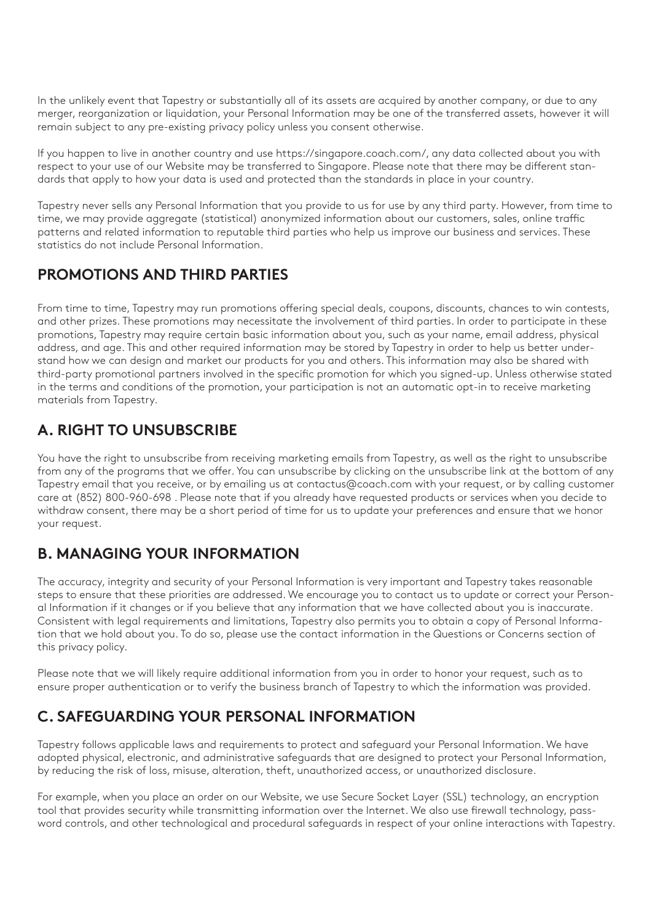In the unlikely event that Tapestry or substantially all of its assets are acquired by another company, or due to any merger, reorganization or liquidation, your Personal Information may be one of the transferred assets, however it will remain subject to any pre-existing privacy policy unless you consent otherwise.

If you happen to live in another country and use https://singapore.coach.com/, any data collected about you with respect to your use of our Website may be transferred to Singapore. Please note that there may be different standards that apply to how your data is used and protected than the standards in place in your country.

Tapestry never sells any Personal Information that you provide to us for use by any third party. However, from time to time, we may provide aggregate (statistical) anonymized information about our customers, sales, online traffic patterns and related information to reputable third parties who help us improve our business and services. These statistics do not include Personal Information.

## PROMOTIONS AND THIRD PARTIES

From time to time, Tapestry may run promotions offering special deals, coupons, discounts, chances to win contests, and other prizes. These promotions may necessitate the involvement of third parties. In order to participate in these promotions, Tapestry may require certain basic information about you, such as your name, email address, physical address, and age. This and other required information may be stored by Tapestry in order to help us better understand how we can design and market our products for you and others. This information may also be shared with third-party promotional partners involved in the specific promotion for which you signed-up. Unless otherwise stated in the terms and conditions of the promotion, your participation is not an automatic opt-in to receive marketing materials from Tapestry.

## A. RIGHT TO UNSUBSCRIBE

You have the right to unsubscribe from receiving marketing emails from Tapestry, as well as the right to unsubscribe from any of the programs that we offer. You can unsubscribe by clicking on the unsubscribe link at the bottom of any Tapestry email that you receive, or by emailing us at contactus@coach.com with your request, or by calling customer care at (852) 800-960-698 . Please note that if you already have requested products or services when you decide to withdraw consent, there may be a short period of time for us to update your preferences and ensure that we honor your request.

## B. MANAGING YOUR INFORMATION

The accuracy, integrity and security of your Personal Information is very important and Tapestry takes reasonable steps to ensure that these priorities are addressed. We encourage you to contact us to update or correct your Personal Information if it changes or if you believe that any information that we have collected about you is inaccurate. Consistent with legal requirements and limitations, Tapestry also permits you to obtain a copy of Personal Information that we hold about you. To do so, please use the contact information in the Questions or Concerns section of this privacy policy.

Please note that we will likely require additional information from you in order to honor your request, such as to ensure proper authentication or to verify the business branch of Tapestry to which the information was provided.

## C. SAFEGUARDING YOUR PERSONAL INFORMATION

Tapestry follows applicable laws and requirements to protect and safeguard your Personal Information. We have adopted physical, electronic, and administrative safeguards that are designed to protect your Personal Information, by reducing the risk of loss, misuse, alteration, theft, unauthorized access, or unauthorized disclosure.

For example, when you place an order on our Website, we use Secure Socket Layer (SSL) technology, an encryption tool that provides security while transmitting information over the Internet. We also use firewall technology, password controls, and other technological and procedural safeguards in respect of your online interactions with Tapestry.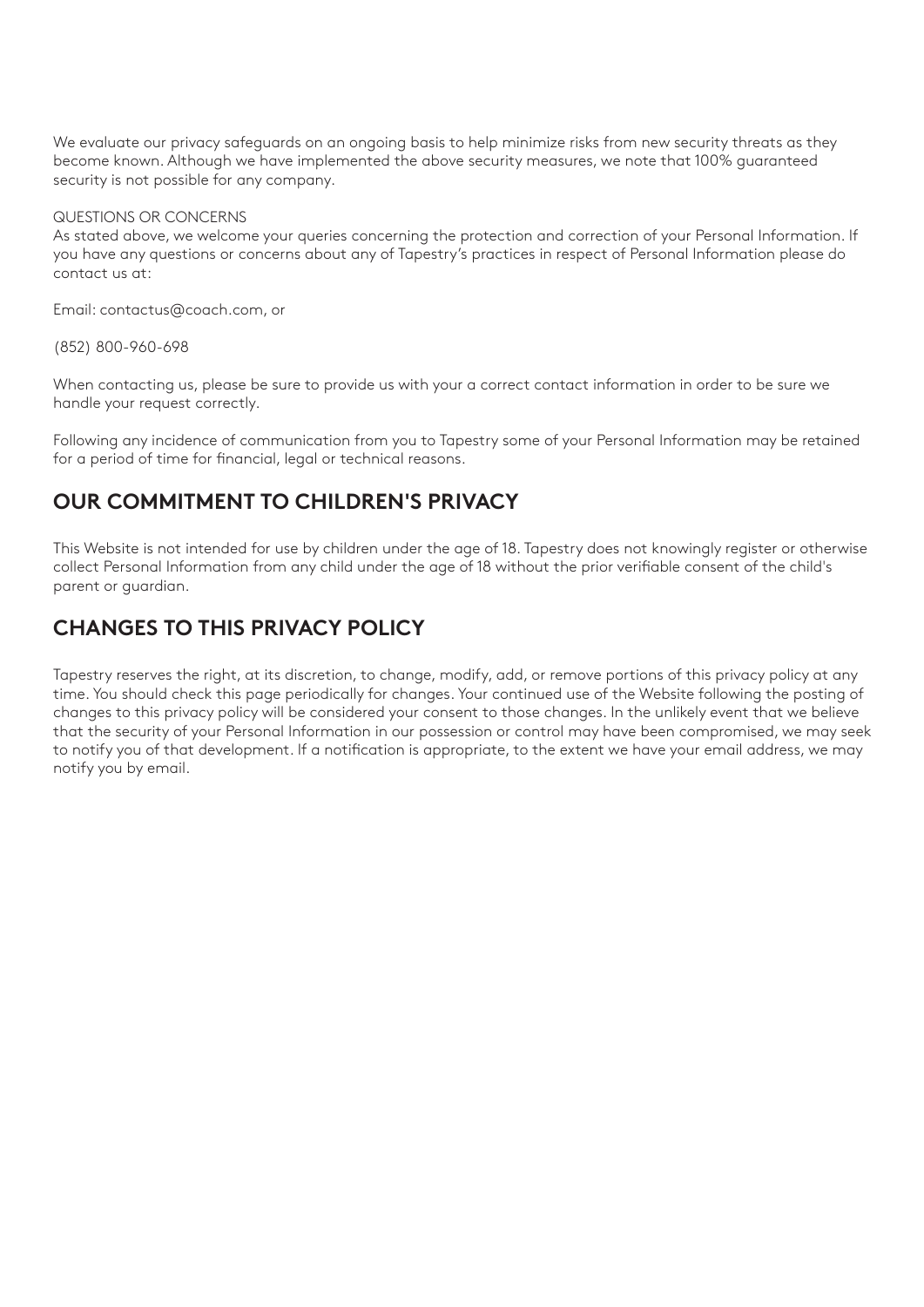We evaluate our privacy safeguards on an ongoing basis to help minimize risks from new security threats as they become known. Although we have implemented the above security measures, we note that 100% guaranteed security is not possible for any company.

QUESTIONS OR CONCERNS
As stated above, we welcome your queries concerning the protection and correction of your Personal Information. If you have any questions or concerns about any of Tapestry's practices in respect of Personal Information please do contact us at:

Email: contactus@coach.com, or

(852) 800-960-698

When contacting us, please be sure to provide us with your a correct contact information in order to be sure we handle your request correctly.

Following any incidence of communication from you to Tapestry some of your Personal Information may be retained for a period of time for financial, legal or technical reasons.

## OUR COMMITMENT TO CHILDREN'S PRIVACY

This Website is not intended for use by children under the age of 18. Tapestry does not knowingly register or otherwise collect Personal Information from any child under the age of 18 without the prior verifiable consent of the child's parent or guardian.

## CHANGES TO THIS PRIVACY POLICY

Tapestry reserves the right, at its discretion, to change, modify, add, or remove portions of this privacy policy at any time. You should check this page periodically for changes. Your continued use of the Website following the posting of changes to this privacy policy will be considered your consent to those changes. In the unlikely event that we believe that the security of your Personal Information in our possession or control may have been compromised, we may seek to notify you of that development. If a notification is appropriate, to the extent we have your email address, we may notify you by email.